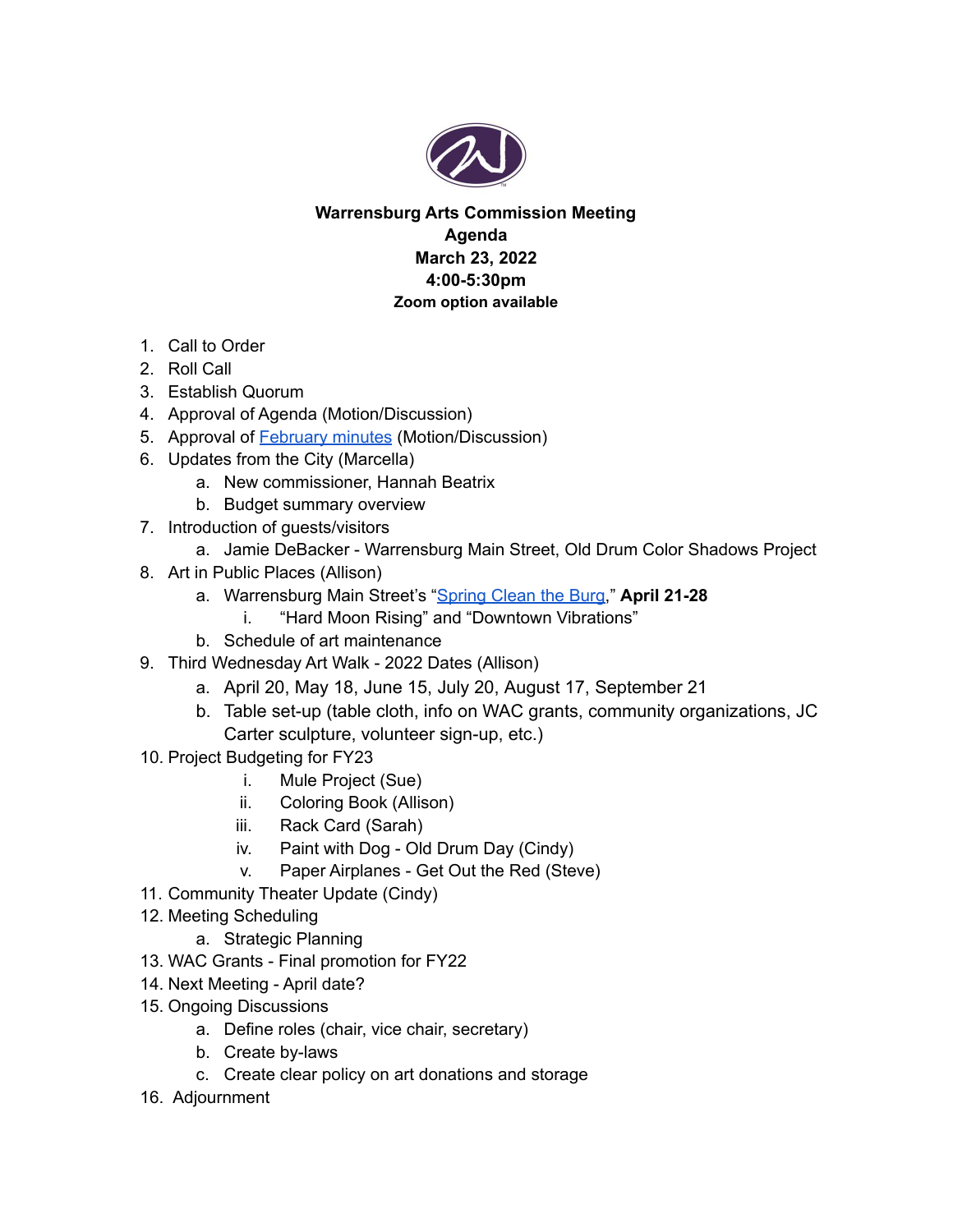**Warrensburg Arts Commission Meeting**
**Agenda**
**March 23, 2022**
**4:00-5:30pm**
**Zoom option available**

1. Call to Order
2. Roll Call
3. Establish Quorum
4. Approval of Agenda (Motion/Discussion)
5. Approval of February minutes (Motion/Discussion)
6. Updates from the City (Marcella)
    a. New commissioner, Hannah Beatrix
    b. Budget summary overview
7. Introduction of guests/visitors
    a. Jamie DeBacker - Warrensburg Main Street, Old Drum Color Shadows Project
8. Art in Public Places (Allison)
    a. Warrensburg Main Street's "Spring Clean the Burg," **April 21-28**
        i. "Hard Moon Rising" and "Downtown Vibrations"
    b. Schedule of art maintenance
9. Third Wednesday Art Walk - 2022 Dates (Allison)
    a. April 20, May 18, June 15, July 20, August 17, September 21
    b. Table set-up (table cloth, info on WAC grants, community organizations, JC Carter sculpture, volunteer sign-up, etc.)
10. Project Budgeting for FY23
    i. Mule Project (Sue)
    ii. Coloring Book (Allison)
    iii. Rack Card (Sarah)
    iv. Paint with Dog - Old Drum Day (Cindy)
    v. Paper Airplanes - Get Out the Red (Steve)
11. Community Theater Update (Cindy)
12. Meeting Scheduling
    a. Strategic Planning
13. WAC Grants - Final promotion for FY22
14. Next Meeting - April date?
15. Ongoing Discussions
    a. Define roles (chair, vice chair, secretary)
    b. Create by-laws
    c. Create clear policy on art donations and storage
16. Adjournment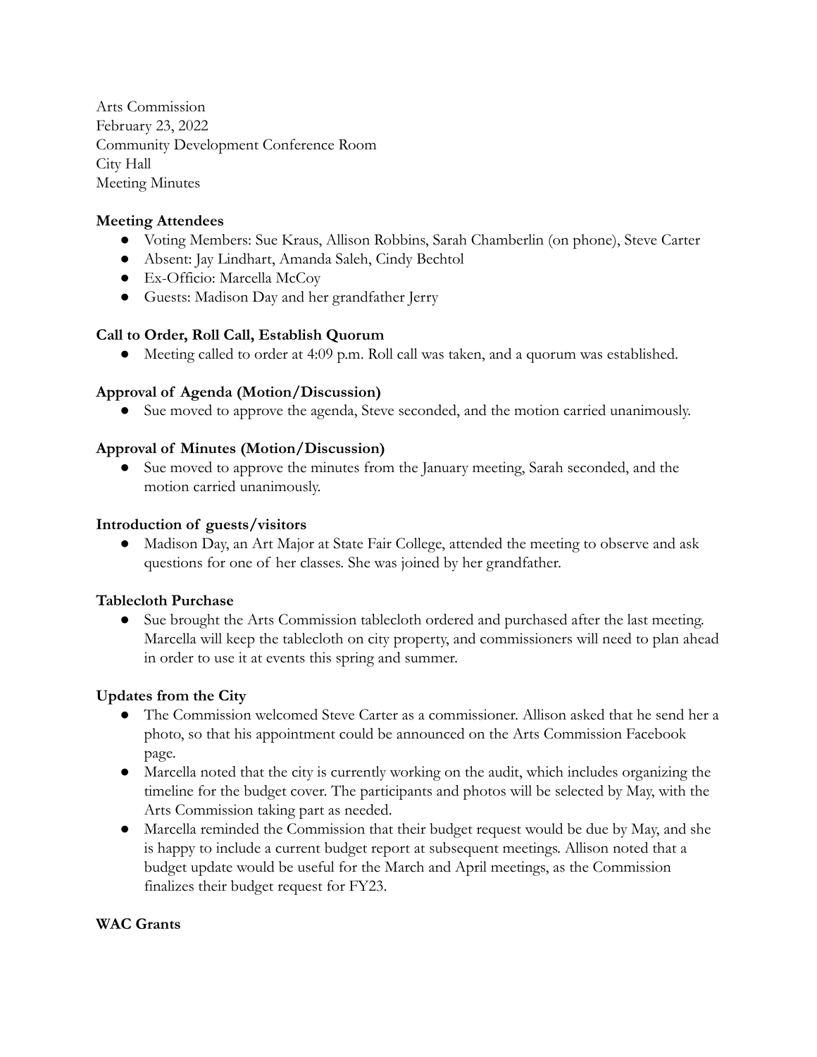Arts Commission
February 23, 2022
Community Development Conference Room
City Hall
Meeting Minutes

**Meeting Attendees**

- Voting Members: Sue Kraus, Allison Robbins, Sarah Chamberlin (on phone), Steve Carter
- Absent: Jay Lindhart, Amanda Saleh, Cindy Bechtol
- Ex-Officio: Marcella McCoy
- Guests: Madison Day and her grandfather Jerry

**Call to Order, Roll Call, Establish Quorum**

- Meeting called to order at 4:09 p.m. Roll call was taken, and a quorum was established.

**Approval of Agenda (Motion/Discussion)**

- Sue moved to approve the agenda, Steve seconded, and the motion carried unanimously.

**Approval of Minutes (Motion/Discussion)**

- Sue moved to approve the minutes from the January meeting, Sarah seconded, and the motion carried unanimously.

**Introduction of guests/visitors**

- Madison Day, an Art Major at State Fair College, attended the meeting to observe and ask questions for one of her classes. She was joined by her grandfather.

**Tablecloth Purchase**

- Sue brought the Arts Commission tablecloth ordered and purchased after the last meeting. Marcella will keep the tablecloth on city property, and commissioners will need to plan ahead in order to use it at events this spring and summer.

**Updates from the City**

- The Commission welcomed Steve Carter as a commissioner. Allison asked that he send her a photo, so that his appointment could be announced on the Arts Commission Facebook page.
- Marcella noted that the city is currently working on the audit, which includes organizing the timeline for the budget cover. The participants and photos will be selected by May, with the Arts Commission taking part as needed.
- Marcella reminded the Commission that their budget request would be due by May, and she is happy to include a current budget report at subsequent meetings. Allison noted that a budget update would be useful for the March and April meetings, as the Commission finalizes their budget request for FY23.

**WAC Grants**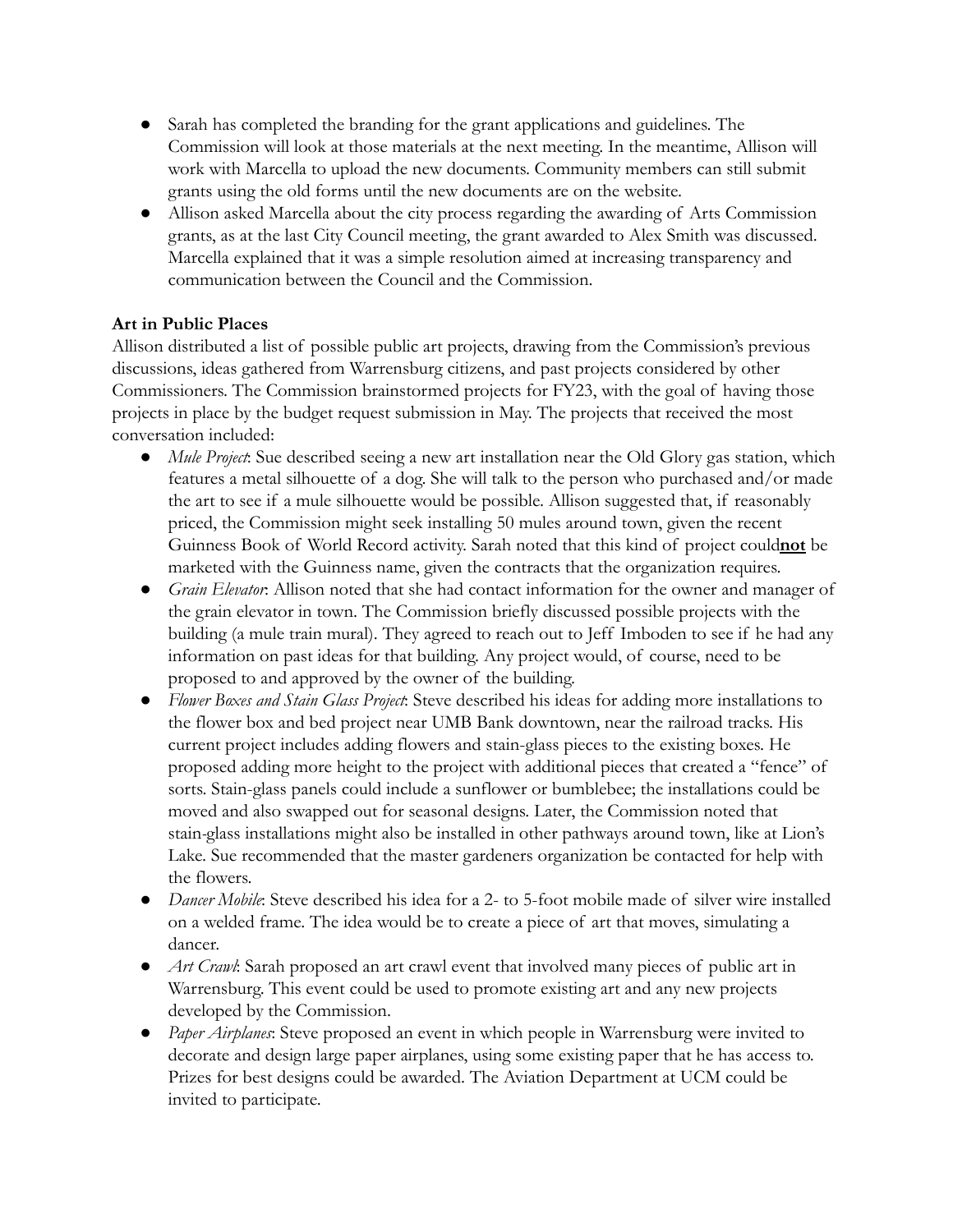- Sarah has completed the branding for the grant applications and guidelines. The Commission will look at those materials at the next meeting. In the meantime, Allison will work with Marcella to upload the new documents. Community members can still submit grants using the old forms until the new documents are on the website.
- Allison asked Marcella about the city process regarding the awarding of Arts Commission grants, as at the last City Council meeting, the grant awarded to Alex Smith was discussed. Marcella explained that it was a simple resolution aimed at increasing transparency and communication between the Council and the Commission.

**Art in Public Places**

Allison distributed a list of possible public art projects, drawing from the Commission's previous discussions, ideas gathered from Warrensburg citizens, and past projects considered by other Commissioners. The Commission brainstormed projects for FY23, with the goal of having those projects in place by the budget request submission in May. The projects that received the most conversation included:

- *Mule Project*: Sue described seeing a new art installation near the Old Glory gas station, which features a metal silhouette of a dog. She will talk to the person who purchased and/or made the art to see if a mule silhouette would be possible. Allison suggested that, if reasonably priced, the Commission might seek installing 50 mules around town, given the recent Guinness Book of World Record activity. Sarah noted that this kind of project could **not** be marketed with the Guinness name, given the contracts that the organization requires.
- *Grain Elevator*: Allison noted that she had contact information for the owner and manager of the grain elevator in town. The Commission briefly discussed possible projects with the building (a mule train mural). They agreed to reach out to Jeff Imboden to see if he had any information on past ideas for that building. Any project would, of course, need to be proposed to and approved by the owner of the building.
- *Flower Boxes and Stain Glass Project*: Steve described his ideas for adding more installations to the flower box and bed project near UMB Bank downtown, near the railroad tracks. His current project includes adding flowers and stain-glass pieces to the existing boxes. He proposed adding more height to the project with additional pieces that created a "fence" of sorts. Stain-glass panels could include a sunflower or bumblebee; the installations could be moved and also swapped out for seasonal designs. Later, the Commission noted that stain-glass installations might also be installed in other pathways around town, like at Lion's Lake. Sue recommended that the master gardeners organization be contacted for help with the flowers.
- *Dancer Mobile*: Steve described his idea for a 2- to 5-foot mobile made of silver wire installed on a welded frame. The idea would be to create a piece of art that moves, simulating a dancer.
- *Art Crawl*: Sarah proposed an art crawl event that involved many pieces of public art in Warrensburg. This event could be used to promote existing art and any new projects developed by the Commission.
- *Paper Airplanes*: Steve proposed an event in which people in Warrensburg were invited to decorate and design large paper airplanes, using some existing paper that he has access to. Prizes for best designs could be awarded. The Aviation Department at UCM could be invited to participate.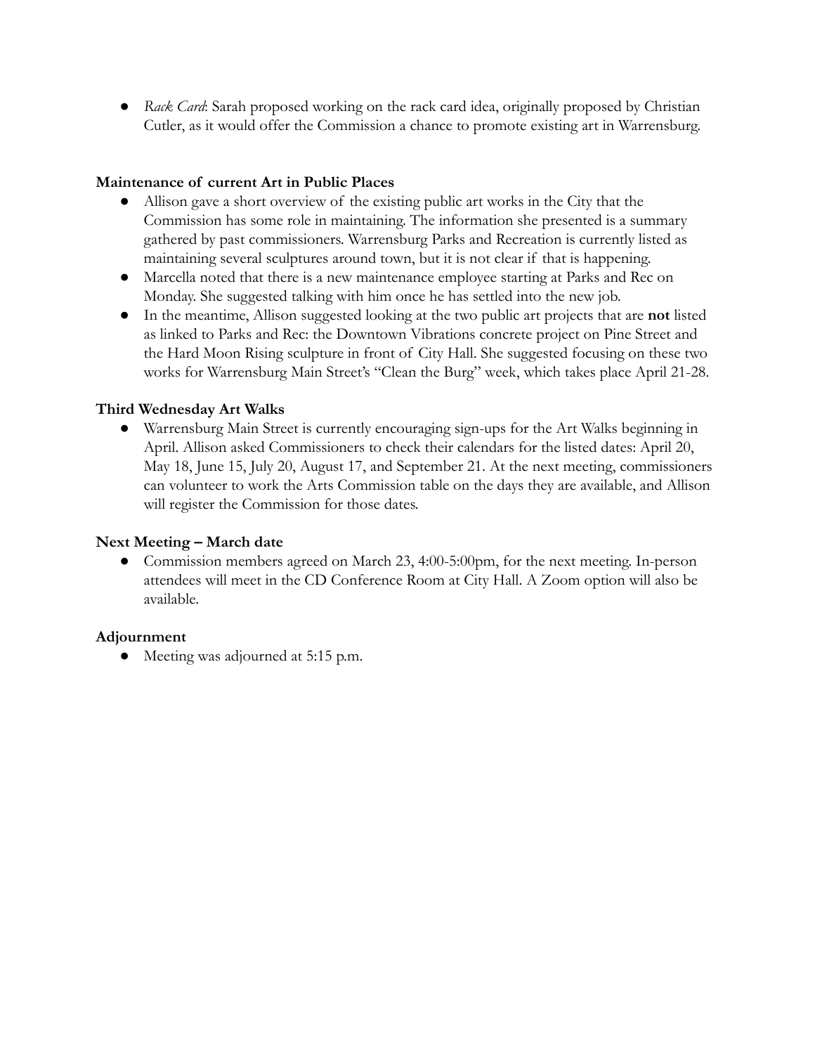- *Rack Card*: Sarah proposed working on the rack card idea, originally proposed by Christian Cutler, as it would offer the Commission a chance to promote existing art in Warrensburg.

**Maintenance of current Art in Public Places**

- Allison gave a short overview of the existing public art works in the City that the Commission has some role in maintaining. The information she presented is a summary gathered by past commissioners. Warrensburg Parks and Recreation is currently listed as maintaining several sculptures around town, but it is not clear if that is happening.
- Marcella noted that there is a new maintenance employee starting at Parks and Rec on Monday. She suggested talking with him once he has settled into the new job.
- In the meantime, Allison suggested looking at the two public art projects that are **not** listed as linked to Parks and Rec: the Downtown Vibrations concrete project on Pine Street and the Hard Moon Rising sculpture in front of City Hall. She suggested focusing on these two works for Warrensburg Main Street's "Clean the Burg" week, which takes place April 21-28.

**Third Wednesday Art Walks**

- Warrensburg Main Street is currently encouraging sign-ups for the Art Walks beginning in April. Allison asked Commissioners to check their calendars for the listed dates: April 20, May 18, June 15, July 20, August 17, and September 21. At the next meeting, commissioners can volunteer to work the Arts Commission table on the days they are available, and Allison will register the Commission for those dates.

**Next Meeting – March date**

- Commission members agreed on March 23, 4:00-5:00pm, for the next meeting. In-person attendees will meet in the CD Conference Room at City Hall. A Zoom option will also be available.

**Adjournment**

- Meeting was adjourned at 5:15 p.m.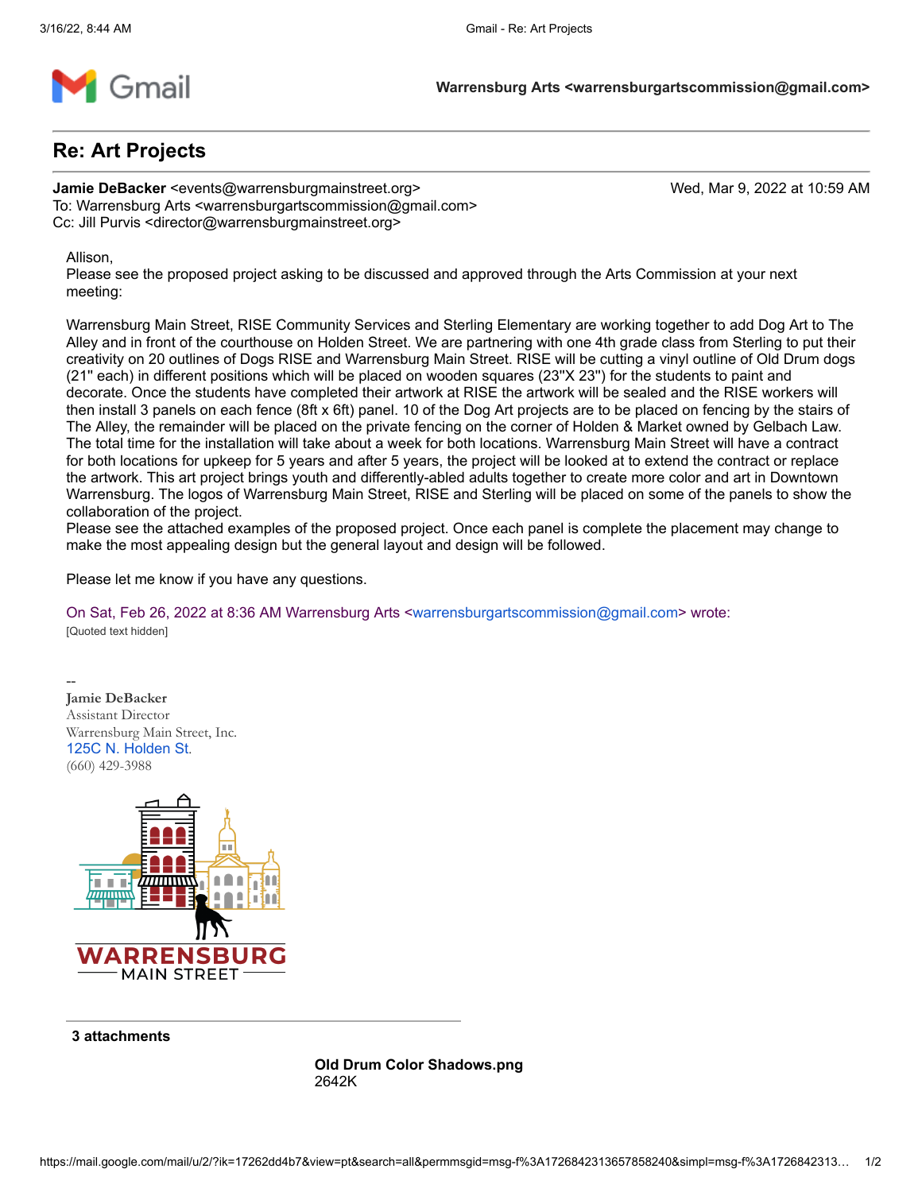Warrensburg Arts <warrensburgartscommission@gmail.com>

# Re: Art Projects

**Jamie DeBacker** <events@warrensburgmainstreet.org> Wed, Mar 9, 2022 at 10:59 AM
To: Warrensburg Arts <warrensburgartscommission@gmail.com>
Cc: Jill Purvis <director@warrensburgmainstreet.org>

Allison,
Please see the proposed project asking to be discussed and approved through the Arts Commission at your next meeting:

Warrensburg Main Street, RISE Community Services and Sterling Elementary are working together to add Dog Art to The Alley and in front of the courthouse on Holden Street. We are partnering with one 4th grade class from Sterling to put their creativity on 20 outlines of Dogs RISE and Warrensburg Main Street. RISE will be cutting a vinyl outline of Old Drum dogs (21" each) in different positions which will be placed on wooden squares (23"X 23") for the students to paint and decorate. Once the students have completed their artwork at RISE the artwork will be sealed and the RISE workers will then install 3 panels on each fence (8ft x 6ft) panel. 10 of the Dog Art projects are to be placed on fencing by the stairs of The Alley, the remainder will be placed on the private fencing on the corner of Holden & Market owned by Gelbach Law. The total time for the installation will take about a week for both locations. Warrensburg Main Street will have a contract for both locations for upkeep for 5 years and after 5 years, the project will be looked at to extend the contract or replace the artwork. This art project brings youth and differently-abled adults together to create more color and art in Downtown Warrensburg. The logos of Warrensburg Main Street, RISE and Sterling will be placed on some of the panels to show the collaboration of the project.
Please see the attached examples of the proposed project. Once each panel is complete the placement may change to make the most appealing design but the general layout and design will be followed.

Please let me know if you have any questions.

On Sat, Feb 26, 2022 at 8:36 AM Warrensburg Arts <warrensburgartscommission@gmail.com> wrote:
[Quoted text hidden]

--
Jamie DeBacker
Assistant Director
Warrensburg Main Street, Inc.
125C N. Holden St.
(660) 429-3988

WARRENSBURG
MAIN STREET

**3 attachments**

**Old Drum Color Shadows.png**
2642K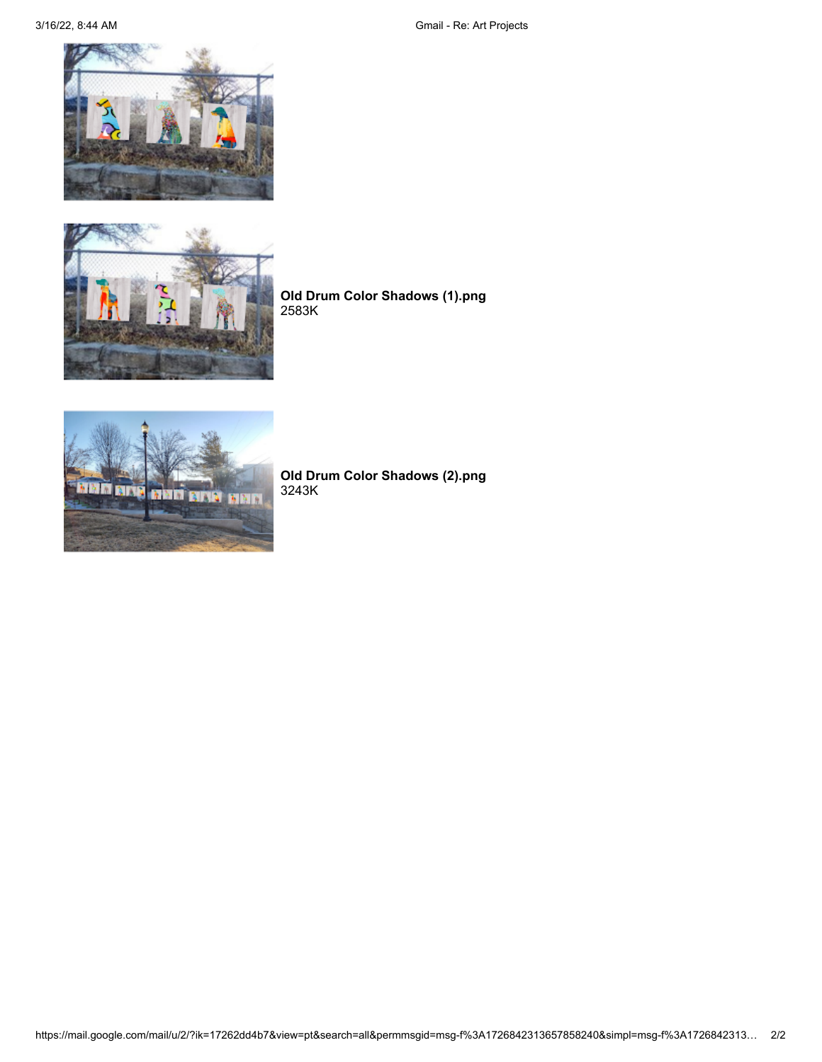**Old Drum Color Shadows (1).png**
2583K

**Old Drum Color Shadows (2).png**
3243K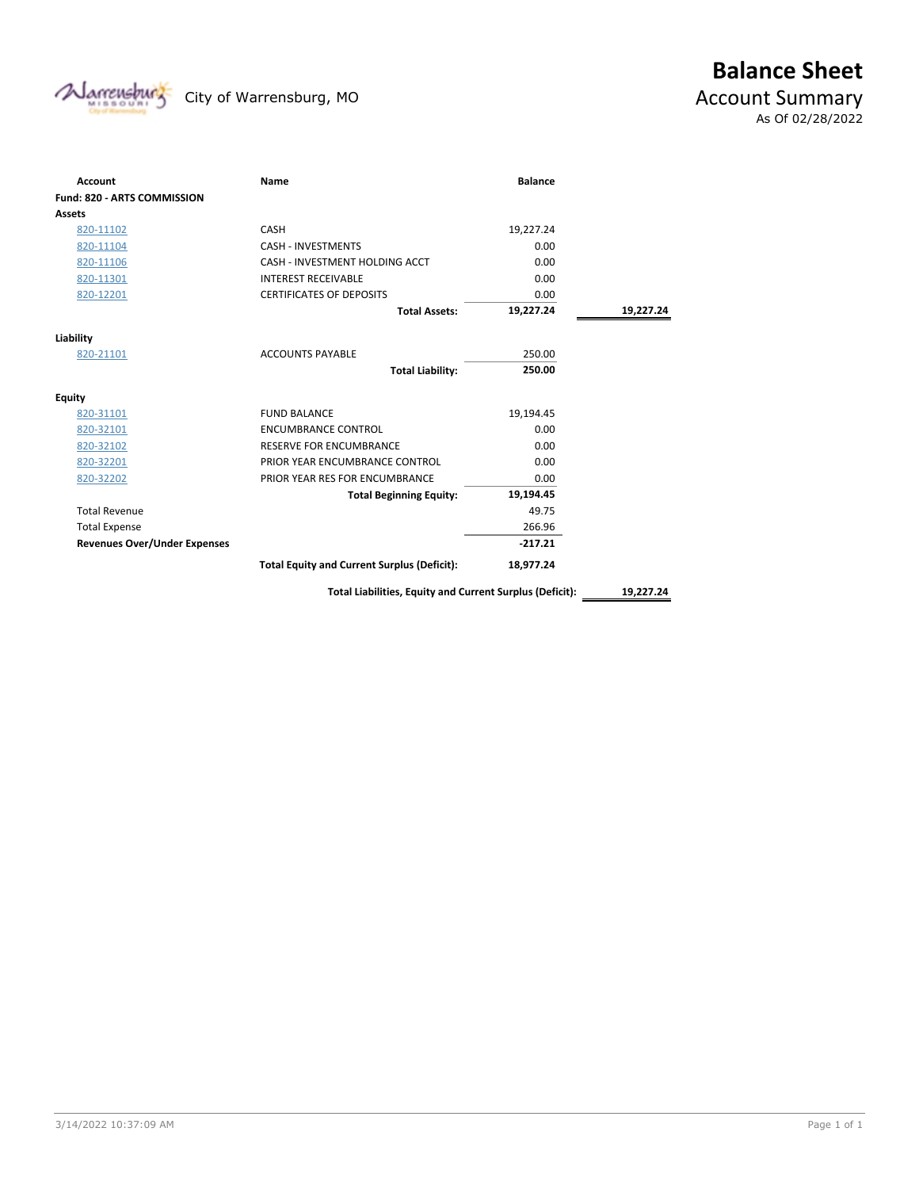City of Warrensburg, MO

# Balance Sheet

## Account Summary

As Of 02/28/2022

| Account | Name | Balance | |
|---|---|---|---|
| **Fund: 820 - ARTS COMMISSION** | | | |
| **Assets** | | | |
| 820-11102 | CASH | 19,227.24 | |
| 820-11104 | CASH - INVESTMENTS | 0.00 | |
| 820-11106 | CASH - INVESTMENT HOLDING ACCT | 0.00 | |
| 820-11301 | INTEREST RECEIVABLE | 0.00 | |
| 820-12201 | CERTIFICATES OF DEPOSITS | 0.00 | |
| | **Total Assets:** | **19,227.24** | **19,227.24** |
| **Liability** | | | |
| 820-21101 | ACCOUNTS PAYABLE | 250.00 | |
| | **Total Liability:** | **250.00** | |
| **Equity** | | | |
| 820-31101 | FUND BALANCE | 19,194.45 | |
| 820-32101 | ENCUMBRANCE CONTROL | 0.00 | |
| 820-32102 | RESERVE FOR ENCUMBRANCE | 0.00 | |
| 820-32201 | PRIOR YEAR ENCUMBRANCE CONTROL | 0.00 | |
| 820-32202 | PRIOR YEAR RES FOR ENCUMBRANCE | 0.00 | |
| | **Total Beginning Equity:** | **19,194.45** | |
| Total Revenue | | 49.75 | |
| Total Expense | | 266.96 | |
| **Revenues Over/Under Expenses** | | **-217.21** | |
| | **Total Equity and Current Surplus (Deficit):** | **18,977.24** | |
| | **Total Liabilities, Equity and Current Surplus (Deficit):** | | **19,227.24** |

3/14/2022 10:37:09 AM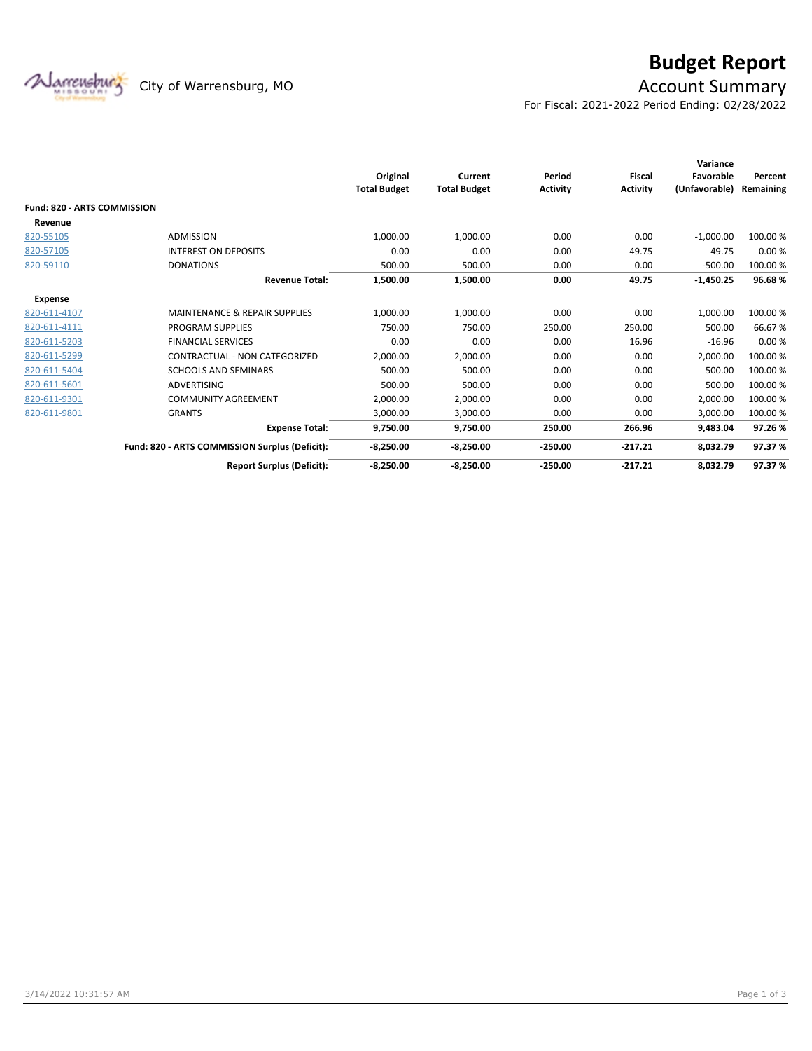# Budget Report

## Account Summary

City of Warrensburg, MO

For Fiscal: 2021-2022 Period Ending: 02/28/2022

| | | Original Total Budget | Current Total Budget | Period Activity | Fiscal Activity | Variance Favorable (Unfavorable) | Percent Remaining |
|---|---|---|---|---|---|---|---|
| **Fund: 820 - ARTS COMMISSION** | | | | | | | |
| **Revenue** | | | | | | | |
| 820-55105 | ADMISSION | 1,000.00 | 1,000.00 | 0.00 | 0.00 | -1,000.00 | 100.00 % |
| 820-57105 | INTEREST ON DEPOSITS | 0.00 | 0.00 | 0.00 | 49.75 | 49.75 | 0.00 % |
| 820-59110 | DONATIONS | 500.00 | 500.00 | 0.00 | 0.00 | -500.00 | 100.00 % |
| | **Revenue Total:** | **1,500.00** | **1,500.00** | **0.00** | **49.75** | **-1,450.25** | **96.68 %** |
| **Expense** | | | | | | | |
| 820-611-4107 | MAINTENANCE & REPAIR SUPPLIES | 1,000.00 | 1,000.00 | 0.00 | 0.00 | 1,000.00 | 100.00 % |
| 820-611-4111 | PROGRAM SUPPLIES | 750.00 | 750.00 | 250.00 | 250.00 | 500.00 | 66.67 % |
| 820-611-5203 | FINANCIAL SERVICES | 0.00 | 0.00 | 0.00 | 16.96 | -16.96 | 0.00 % |
| 820-611-5299 | CONTRACTUAL - NON CATEGORIZED | 2,000.00 | 2,000.00 | 0.00 | 0.00 | 2,000.00 | 100.00 % |
| 820-611-5404 | SCHOOLS AND SEMINARS | 500.00 | 500.00 | 0.00 | 0.00 | 500.00 | 100.00 % |
| 820-611-5601 | ADVERTISING | 500.00 | 500.00 | 0.00 | 0.00 | 500.00 | 100.00 % |
| 820-611-9301 | COMMUNITY AGREEMENT | 2,000.00 | 2,000.00 | 0.00 | 0.00 | 2,000.00 | 100.00 % |
| 820-611-9801 | GRANTS | 3,000.00 | 3,000.00 | 0.00 | 0.00 | 3,000.00 | 100.00 % |
| | **Expense Total:** | **9,750.00** | **9,750.00** | **250.00** | **266.96** | **9,483.04** | **97.26 %** |
| | **Fund: 820 - ARTS COMMISSION Surplus (Deficit):** | **-8,250.00** | **-8,250.00** | **-250.00** | **-217.21** | **8,032.79** | **97.37 %** |
| | **Report Surplus (Deficit):** | **-8,250.00** | **-8,250.00** | **-250.00** | **-217.21** | **8,032.79** | **97.37 %** |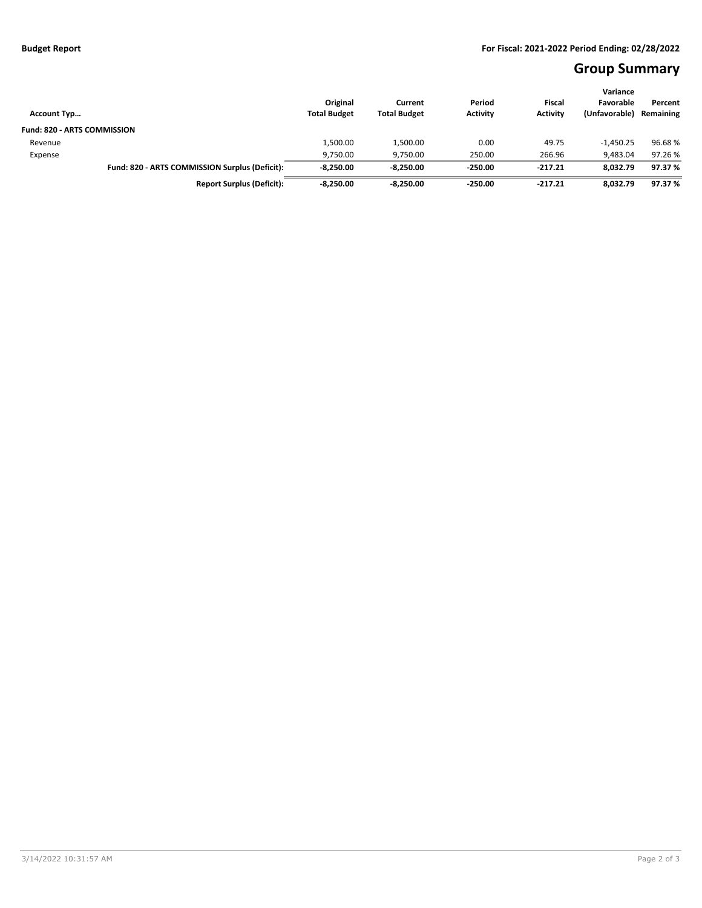**Budget Report** **For Fiscal: 2021-2022 Period Ending: 02/28/2022**

# Group Summary

| Account Typ… | Original Total Budget | Current Total Budget | Period Activity | Fiscal Activity | Variance Favorable (Unfavorable) | Percent Remaining |
|---|---|---|---|---|---|---|
| **Fund: 820 - ARTS COMMISSION** | | | | | | |
| Revenue | 1,500.00 | 1,500.00 | 0.00 | 49.75 | -1,450.25 | 96.68 % |
| Expense | 9,750.00 | 9,750.00 | 250.00 | 266.96 | 9,483.04 | 97.26 % |
| **Fund: 820 - ARTS COMMISSION Surplus (Deficit):** | **-8,250.00** | **-8,250.00** | **-250.00** | **-217.21** | **8,032.79** | **97.37 %** |
| **Report Surplus (Deficit):** | **-8,250.00** | **-8,250.00** | **-250.00** | **-217.21** | **8,032.79** | **97.37 %** |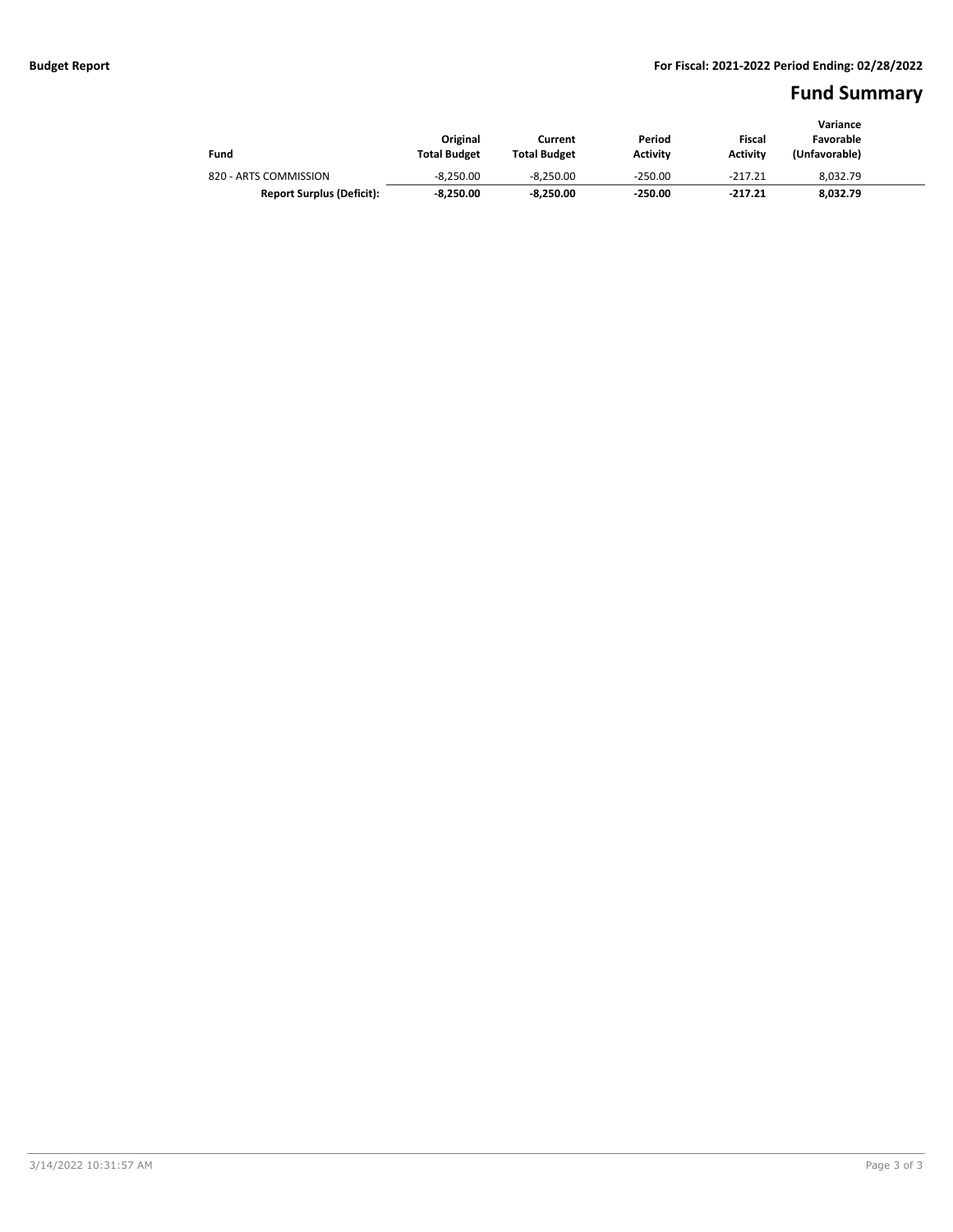**Budget Report** 

**For Fiscal: 2021-2022 Period Ending: 02/28/2022**

# Fund Summary

| Fund | Original Total Budget | Current Total Budget | Period Activity | Fiscal Activity | Variance Favorable (Unfavorable) |
|---|---|---|---|---|---|
| 820 - ARTS COMMISSION | -8,250.00 | -8,250.00 | -250.00 | -217.21 | 8,032.79 |
| **Report Surplus (Deficit):** | **-8,250.00** | **-8,250.00** | **-250.00** | **-217.21** | **8,032.79** |